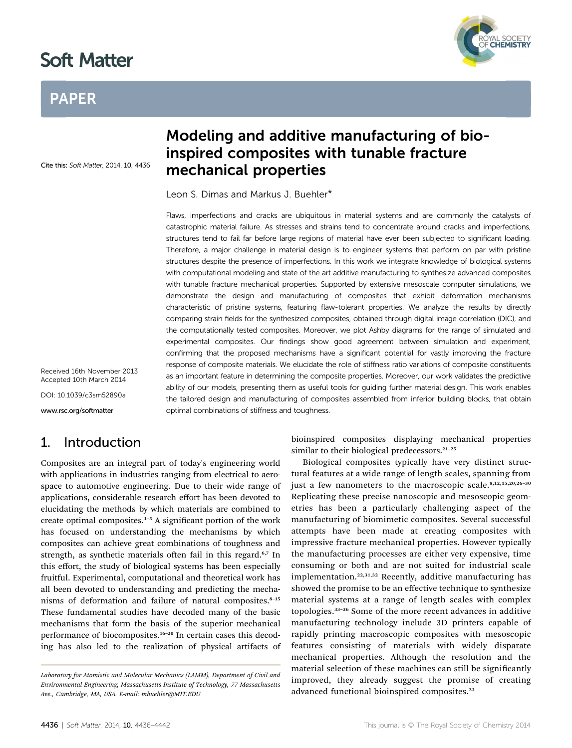# Modeling and additive manufacturing of bio-inspired composites with tunable fracture mechanical properties

Cite this: *Soft Matter*, 2014, **10**, 4436

Leon S. Dimas and Markus J. Buehler*

Received 16th November 2013
Accepted 10th March 2014

DOI: 10.1039/c3sm52890a

www.rsc.org/softmatter

Flaws, imperfections and cracks are ubiquitous in material systems and are commonly the catalysts of catastrophic material failure. As stresses and strains tend to concentrate around cracks and imperfections, structures tend to fail far before large regions of material have ever been subjected to significant loading. Therefore, a major challenge in material design is to engineer systems that perform on par with pristine structures despite the presence of imperfections. In this work we integrate knowledge of biological systems with computational modeling and state of the art additive manufacturing to synthesize advanced composites with tunable fracture mechanical properties. Supported by extensive mesoscale computer simulations, we demonstrate the design and manufacturing of composites that exhibit deformation mechanisms characteristic of pristine systems, featuring flaw-tolerant properties. We analyze the results by directly comparing strain fields for the synthesized composites, obtained through digital image correlation (DIC), and the computationally tested composites. Moreover, we plot Ashby diagrams for the range of simulated and experimental composites. Our findings show good agreement between simulation and experiment, confirming that the proposed mechanisms have a significant potential for vastly improving the fracture response of composite materials. We elucidate the role of stiffness ratio variations of composite constituents as an important feature in determining the composite properties. Moreover, our work validates the predictive ability of our models, presenting them as useful tools for guiding further material design. This work enables the tailored design and manufacturing of composites assembled from inferior building blocks, that obtain optimal combinations of stiffness and toughness.

## 1. Introduction

Composites are an integral part of today's engineering world with applications in industries ranging from electrical to aerospace to automotive engineering. Due to their wide range of applications, considerable research effort has been devoted to elucidating the methods by which materials are combined to create optimal composites.[1–5] A significant portion of the work has focused on understanding the mechanisms by which composites can achieve great combinations of toughness and strength, as synthetic materials often fail in this regard.[6,7] In this effort, the study of biological systems has been especially fruitful. Experimental, computational and theoretical work has all been devoted to understanding and predicting the mechanisms of deformation and failure of natural composites.[8–15] These fundamental studies have decoded many of the basic mechanisms that form the basis of the superior mechanical performance of biocomposites.[16–20] In certain cases this decoding has also led to the realization of physical artifacts of bioinspired composites displaying mechanical properties similar to their biological predecessors.[21–25]

Biological composites typically have very distinct structural features at a wide range of length scales, spanning from just a few nanometers to the macroscopic scale.[8,12,15,20,26–30] Replicating these precise nanoscopic and mesoscopic geometries has been a particularly challenging aspect of the manufacturing of biomimetic composites. Several successful attempts have been made at creating composites with impressive fracture mechanical properties. However typically the manufacturing processes are either very expensive, time consuming or both and are not suited for industrial scale implementation.[22,31,32] Recently, additive manufacturing has showed the promise to be an effective technique to synthesize material systems at a range of length scales with complex topologies.[33–36] Some of the more recent advances in additive manufacturing technology include 3D printers capable of rapidly printing macroscopic composites with mesoscopic features consisting of materials with widely disparate mechanical properties. Although the resolution and the material selection of these machines can still be significantly improved, they already suggest the promise of creating advanced functional bioinspired composites.[23]

*Laboratory for Atomistic and Molecular Mechanics (LAMM), Department of Civil and Environmental Engineering, Massachusetts Institute of Technology, 77 Massachusetts Ave., Cambridge, MA, USA. E-mail: mbuehler@MIT.EDU*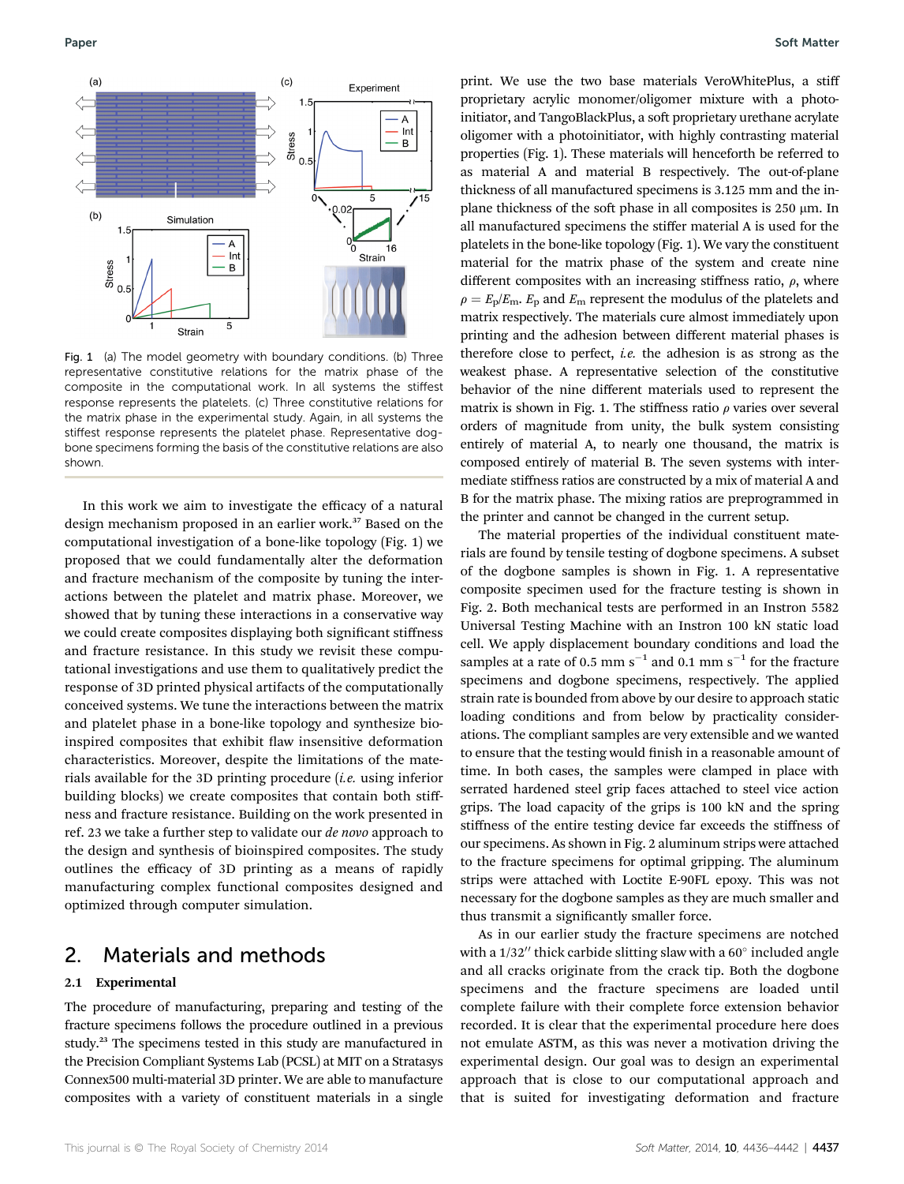Fig. 1 (a) The model geometry with boundary conditions. (b) Three representative constitutive relations for the matrix phase of the composite in the computational work. In all systems the stiffest response represents the platelets. (c) Three constitutive relations for the matrix phase in the experimental study. Again, in all systems the stiffest response represents the platelet phase. Representative dogbone specimens forming the basis of the constitutive relations are also shown.

In this work we aim to investigate the efficacy of a natural design mechanism proposed in an earlier work.[37] Based on the computational investigation of a bone-like topology (Fig. 1) we proposed that we could fundamentally alter the deformation and fracture mechanism of the composite by tuning the interactions between the platelet and matrix phase. Moreover, we showed that by tuning these interactions in a conservative way we could create composites displaying both significant stiffness and fracture resistance. In this study we revisit these computational investigations and use them to qualitatively predict the response of 3D printed physical artifacts of the computationally conceived systems. We tune the interactions between the matrix and platelet phase in a bone-like topology and synthesize bio-inspired composites that exhibit flaw insensitive deformation characteristics. Moreover, despite the limitations of the materials available for the 3D printing procedure (*i.e.* using inferior building blocks) we create composites that contain both stiffness and fracture resistance. Building on the work presented in ref. 23 we take a further step to validate our *de novo* approach to the design and synthesis of bioinspired composites. The study outlines the efficacy of 3D printing as a means of rapidly manufacturing complex functional composites designed and optimized through computer simulation.

## 2. Materials and methods

### 2.1 Experimental

The procedure of manufacturing, preparing and testing of the fracture specimens follows the procedure outlined in a previous study.[23] The specimens tested in this study are manufactured in the Precision Compliant Systems Lab (PCSL) at MIT on a Stratasys Connex500 multi-material 3D printer. We are able to manufacture composites with a variety of constituent materials in a single print. We use the two base materials VeroWhitePlus, a stiff proprietary acrylic monomer/oligomer mixture with a photo-initiator, and TangoBlackPlus, a soft proprietary urethane acrylate oligomer with a photoinitiator, with highly contrasting material properties (Fig. 1). These materials will henceforth be referred to as material A and material B respectively. The out-of-plane thickness of all manufactured specimens is 3.125 mm and the in-plane thickness of the soft phase in all composites is 250 μm. In all manufactured specimens the stiffer material A is used for the platelets in the bone-like topology (Fig. 1). We vary the constituent material for the matrix phase of the system and create nine different composites with an increasing stiffness ratio, $\rho$, where $\rho = E_p/E_m$. $E_p$ and $E_m$ represent the modulus of the platelets and matrix respectively. The materials cure almost immediately upon printing and the adhesion between different material phases is therefore close to perfect, *i.e.* the adhesion is as strong as the weakest phase. A representative selection of the constitutive behavior of the nine different materials used to represent the matrix is shown in Fig. 1. The stiffness ratio $\rho$ varies over several orders of magnitude from unity, the bulk system consisting entirely of material A, to nearly one thousand, the matrix is composed entirely of material B. The seven systems with intermediate stiffness ratios are constructed by a mix of material A and B for the matrix phase. The mixing ratios are preprogrammed in the printer and cannot be changed in the current setup.

The material properties of the individual constituent materials are found by tensile testing of dogbone specimens. A subset of the dogbone samples is shown in Fig. 1. A representative composite specimen used for the fracture testing is shown in Fig. 2. Both mechanical tests are performed in an Instron 5582 Universal Testing Machine with an Instron 100 kN static load cell. We apply displacement boundary conditions and load the samples at a rate of 0.5 mm s$^{-1}$ and 0.1 mm s$^{-1}$ for the fracture specimens and dogbone specimens, respectively. The applied strain rate is bounded from above by our desire to approach static loading conditions and from below by practicality considerations. The compliant samples are very extensible and we wanted to ensure that the testing would finish in a reasonable amount of time. In both cases, the samples were clamped in place with serrated hardened steel grip faces attached to steel vice action grips. The load capacity of the grips is 100 kN and the spring stiffness of the entire testing device far exceeds the stiffness of our specimens. As shown in Fig. 2 aluminum strips were attached to the fracture specimens for optimal gripping. The aluminum strips were attached with Loctite E-90FL epoxy. This was not necessary for the dogbone samples as they are much smaller and thus transmit a significantly smaller force.

As in our earlier study the fracture specimens are notched with a 1/32″ thick carbide slitting slaw with a 60° included angle and all cracks originate from the crack tip. Both the dogbone specimens and the fracture specimens are loaded until complete failure with their complete force extension behavior recorded. It is clear that the experimental procedure here does not emulate ASTM, as this was never a motivation driving the experimental design. Our goal was to design an experimental approach that is close to our computational approach and that is suited for investigating deformation and fracture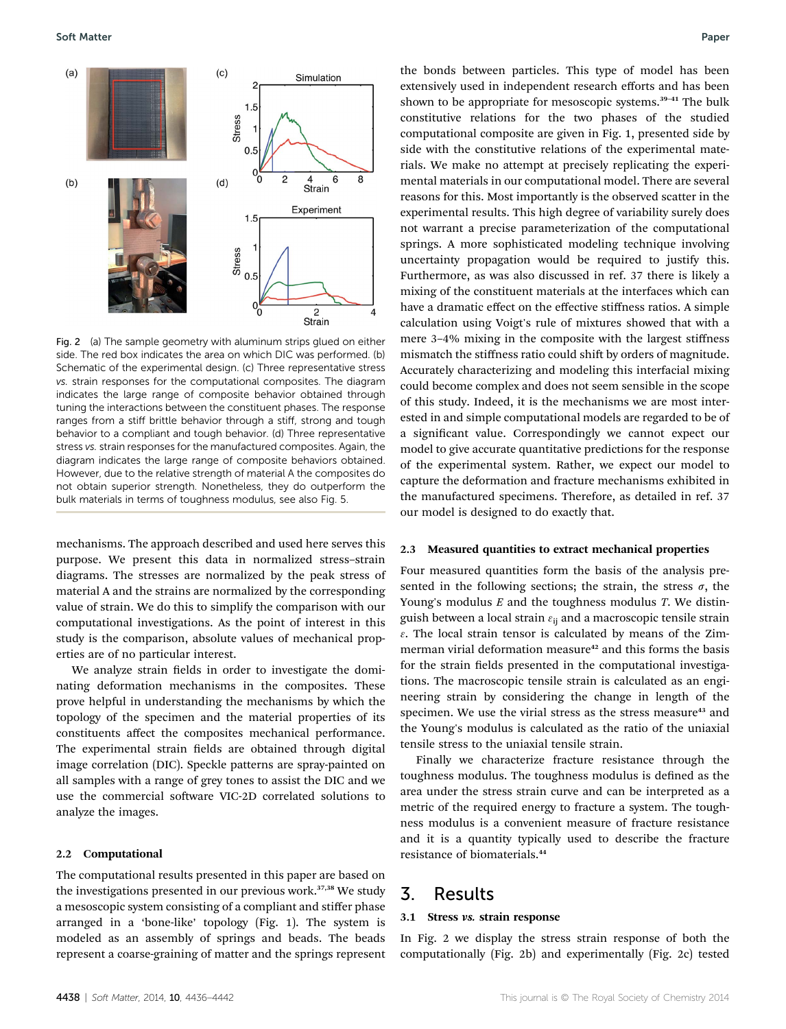Fig. 2 (a) The sample geometry with aluminum strips glued on either side. The red box indicates the area on which DIC was performed. (b) Schematic of the experimental design. (c) Three representative stress *vs.* strain responses for the computational composites. The diagram indicates the large range of composite behavior obtained through tuning the interactions between the constituent phases. The response ranges from a stiff brittle behavior through a stiff, strong and tough behavior to a compliant and tough behavior. (d) Three representative stress *vs.* strain responses for the manufactured composites. Again, the diagram indicates the large range of composite behaviors obtained. However, due to the relative strength of material A the composites do not obtain superior strength. Nonetheless, they do outperform the bulk materials in terms of toughness modulus, see also Fig. 5.

mechanisms. The approach described and used here serves this purpose. We present this data in normalized stress–strain diagrams. The stresses are normalized by the peak stress of material A and the strains are normalized by the corresponding value of strain. We do this to simplify the comparison with our computational investigations. As the point of interest in this study is the comparison, absolute values of mechanical properties are of no particular interest.

We analyze strain fields in order to investigate the dominating deformation mechanisms in the composites. These prove helpful in understanding the mechanisms by which the topology of the specimen and the material properties of its constituents affect the composites mechanical performance. The experimental strain fields are obtained through digital image correlation (DIC). Speckle patterns are spray-painted on all samples with a range of grey tones to assist the DIC and we use the commercial software VIC-2D correlated solutions to analyze the images.

### 2.2 Computational

The computational results presented in this paper are based on the investigations presented in our previous work.[37,38] We study a mesoscopic system consisting of a compliant and stiffer phase arranged in a 'bone-like' topology (Fig. 1). The system is modeled as an assembly of springs and beads. The beads represent a coarse-graining of matter and the springs represent the bonds between particles. This type of model has been extensively used in independent research efforts and has been shown to be appropriate for mesoscopic systems.[39–41] The bulk constitutive relations for the two phases of the studied computational composite are given in Fig. 1, presented side by side with the constitutive relations of the experimental materials. We make no attempt at precisely replicating the experimental materials in our computational model. There are several reasons for this. Most importantly is the observed scatter in the experimental results. This high degree of variability surely does not warrant a precise parameterization of the computational springs. A more sophisticated modeling technique involving uncertainty propagation would be required to justify this. Furthermore, as was also discussed in ref. 37 there is likely a mixing of the constituent materials at the interfaces which can have a dramatic effect on the effective stiffness ratios. A simple calculation using Voigt's rule of mixtures showed that with a mere 3–4% mixing in the composite with the largest stiffness mismatch the stiffness ratio could shift by orders of magnitude. Accurately characterizing and modeling this interfacial mixing could become complex and does not seem sensible in the scope of this study. Indeed, it is the mechanisms we are most interested in and simple computational models are regarded to be of a significant value. Correspondingly we cannot expect our model to give accurate quantitative predictions for the response of the experimental system. Rather, we expect our model to capture the deformation and fracture mechanisms exhibited in the manufactured specimens. Therefore, as detailed in ref. 37 our model is designed to do exactly that.

### 2.3 Measured quantities to extract mechanical properties

Four measured quantities form the basis of the analysis presented in the following sections; the strain, the stress $\sigma$, the Young's modulus $E$ and the toughness modulus $T$. We distinguish between a local strain $\varepsilon_{ij}$ and a macroscopic tensile strain $\varepsilon$. The local strain tensor is calculated by means of the Zimmerman virial deformation measure[42] and this forms the basis for the strain fields presented in the computational investigations. The macroscopic tensile strain is calculated as an engineering strain by considering the change in length of the specimen. We use the virial stress as the stress measure[43] and the Young's modulus is calculated as the ratio of the uniaxial tensile stress to the uniaxial tensile strain.

Finally we characterize fracture resistance through the toughness modulus. The toughness modulus is defined as the area under the stress strain curve and can be interpreted as a metric of the required energy to fracture a system. The toughness modulus is a convenient measure of fracture resistance and it is a quantity typically used to describe the fracture resistance of biomaterials.[44]

## 3. Results

### 3.1 Stress *vs.* strain response

In Fig. 2 we display the stress strain response of both the computationally (Fig. 2b) and experimentally (Fig. 2c) tested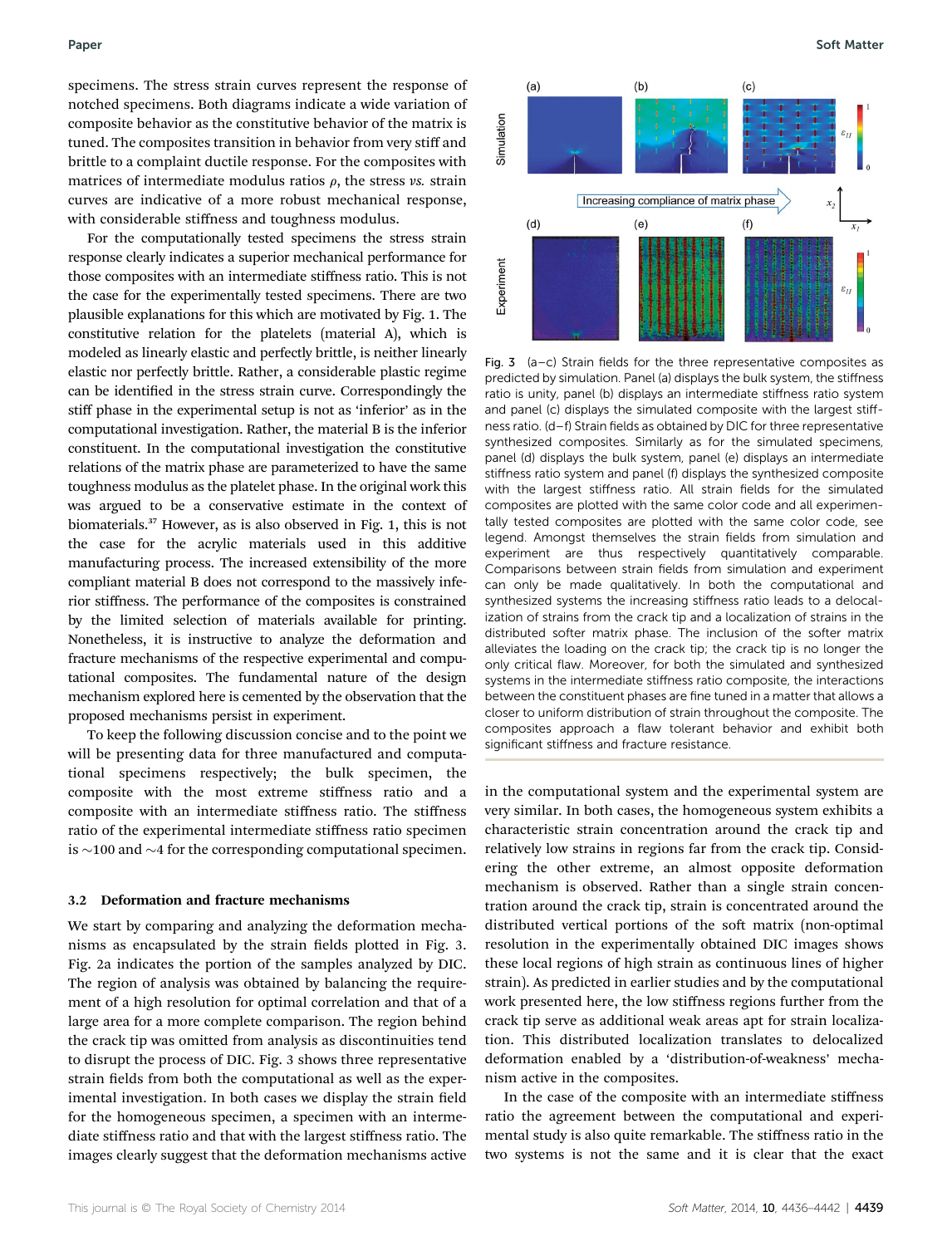specimens. The stress strain curves represent the response of notched specimens. Both diagrams indicate a wide variation of composite behavior as the constitutive behavior of the matrix is tuned. The composites transition in behavior from very stiff and brittle to a complaint ductile response. For the composites with matrices of intermediate modulus ratios $\rho$, the stress *vs.* strain curves are indicative of a more robust mechanical response, with considerable stiffness and toughness modulus.

For the computationally tested specimens the stress strain response clearly indicates a superior mechanical performance for those composites with an intermediate stiffness ratio. This is not the case for the experimentally tested specimens. There are two plausible explanations for this which are motivated by Fig. 1. The constitutive relation for the platelets (material A), which is modeled as linearly elastic and perfectly brittle, is neither linearly elastic nor perfectly brittle. Rather, a considerable plastic regime can be identified in the stress strain curve. Correspondingly the stiff phase in the experimental setup is not as 'inferior' as in the computational investigation. Rather, the material B is the inferior constituent. In the computational investigation the constitutive relations of the matrix phase are parameterized to have the same toughness modulus as the platelet phase. In the original work this was argued to be a conservative estimate in the context of biomaterials.[37] However, as is also observed in Fig. 1, this is not the case for the acrylic materials used in this additive manufacturing process. The increased extensibility of the more compliant material B does not correspond to the massively inferior stiffness. The performance of the composites is constrained by the limited selection of materials available for printing. Nonetheless, it is instructive to analyze the deformation and fracture mechanisms of the respective experimental and computational composites. The fundamental nature of the design mechanism explored here is cemented by the observation that the proposed mechanisms persist in experiment.

To keep the following discussion concise and to the point we will be presenting data for three manufactured and computational specimens respectively; the bulk specimen, the composite with the most extreme stiffness ratio and a composite with an intermediate stiffness ratio. The stiffness ratio of the experimental intermediate stiffness ratio specimen is ~100 and ~4 for the corresponding computational specimen.

### 3.2 Deformation and fracture mechanisms

We start by comparing and analyzing the deformation mechanisms as encapsulated by the strain fields plotted in Fig. 3. Fig. 2a indicates the portion of the samples analyzed by DIC. The region of analysis was obtained by balancing the requirement of a high resolution for optimal correlation and that of a large area for a more complete comparison. The region behind the crack tip was omitted from analysis as discontinuities tend to disrupt the process of DIC. Fig. 3 shows three representative strain fields from both the computational as well as the experimental investigation. In both cases we display the strain field for the homogeneous specimen, a specimen with an intermediate stiffness ratio and that with the largest stiffness ratio. The images clearly suggest that the deformation mechanisms active in the computational system and the experimental system are very similar. In both cases, the homogeneous system exhibits a characteristic strain concentration around the crack tip and relatively low strains in regions far from the crack tip. Considering the other extreme, an almost opposite deformation mechanism is observed. Rather than a single strain concentration around the crack tip, strain is concentrated around the distributed vertical portions of the soft matrix (non-optimal resolution in the experimentally obtained DIC images shows these local regions of high strain as continuous lines of higher strain). As predicted in earlier studies and by the computational work presented here, the low stiffness regions further from the crack tip serve as additional weak areas apt for strain localization. This distributed localization translates to delocalized deformation enabled by a 'distribution-of-weakness' mechanism active in the composites.

In the case of the composite with an intermediate stiffness ratio the agreement between the computational and experimental study is also quite remarkable. The stiffness ratio in the two systems is not the same and it is clear that the exact

(a) (b) (c)
Simulation
$\varepsilon_{II}$
1
0
Increasing compliance of matrix phase
$x_2$
$x_1$
(d) (e) (f)
Experiment
$\varepsilon_{II}$
1
0

Fig. 3 (a–c) Strain fields for the three representative composites as predicted by simulation. Panel (a) displays the bulk system, the stiffness ratio is unity, panel (b) displays an intermediate stiffness ratio system and panel (c) displays the simulated composite with the largest stiffness ratio. (d–f) Strain fields as obtained by DIC for three representative synthesized composites. Similarly as for the simulated specimens, panel (d) displays the bulk system, panel (e) displays an intermediate stiffness ratio system and panel (f) displays the synthesized composite with the largest stiffness ratio. All strain fields for the simulated composites are plotted with the same color code and all experimentally tested composites are plotted with the same color code, see legend. Amongst themselves the strain fields from simulation and experiment are thus respectively quantitatively comparable. Comparisons between strain fields from simulation and experiment can only be made qualitatively. In both the computational and synthesized systems the increasing stiffness ratio leads to a delocalization of strains from the crack tip and a localization of strains in the distributed softer matrix phase. The inclusion of the softer matrix alleviates the loading on the crack tip; the crack tip is no longer the only critical flaw. Moreover, for both the simulated and synthesized systems in the intermediate stiffness ratio composite, the interactions between the constituent phases are fine tuned in a matter that allows a closer to uniform distribution of strain throughout the composite. The composites approach a flaw tolerant behavior and exhibit both significant stiffness and fracture resistance.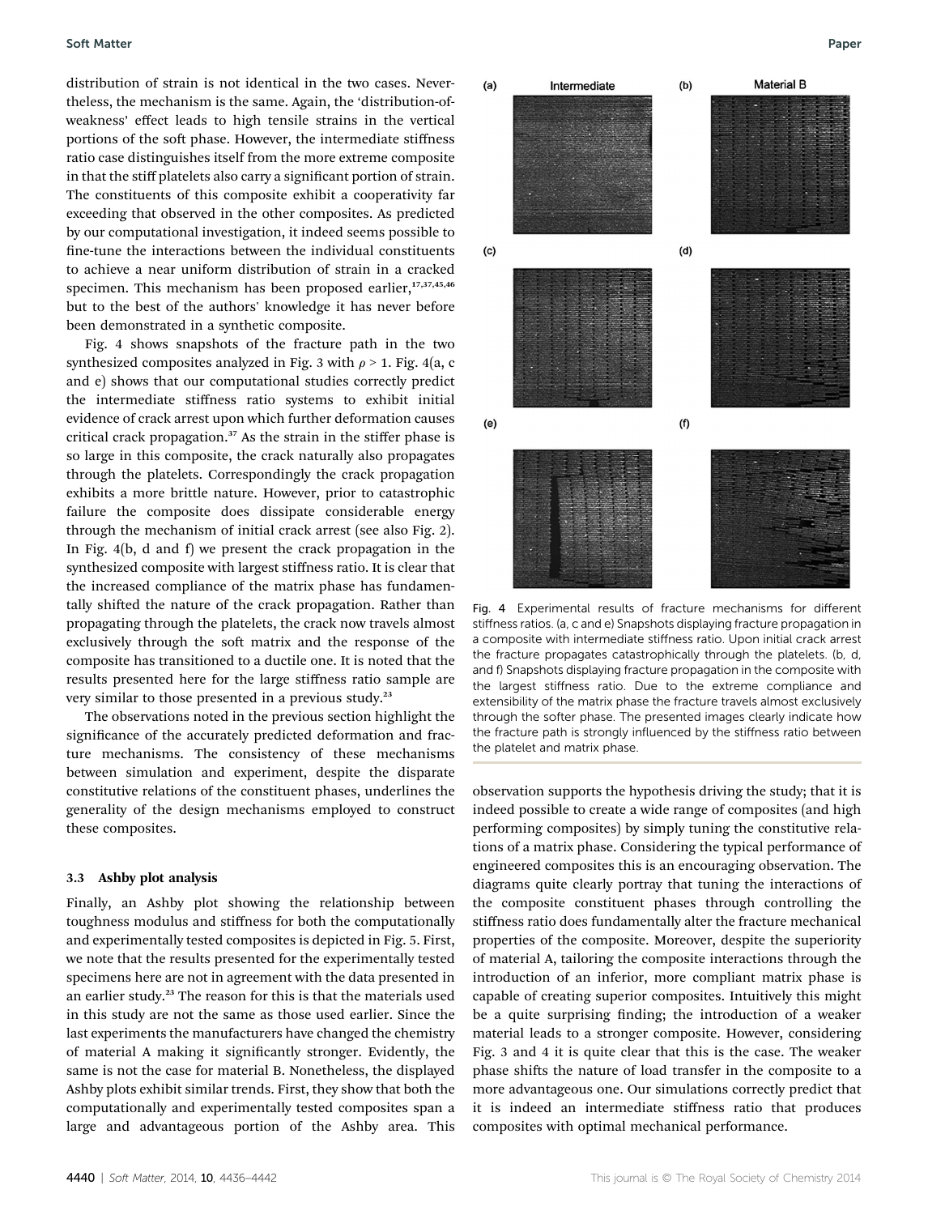distribution of strain is not identical in the two cases. Nevertheless, the mechanism is the same. Again, the 'distribution-of-weakness' effect leads to high tensile strains in the vertical portions of the soft phase. However, the intermediate stiffness ratio case distinguishes itself from the more extreme composite in that the stiff platelets also carry a significant portion of strain. The constituents of this composite exhibit a cooperativity far exceeding that observed in the other composites. As predicted by our computational investigation, it indeed seems possible to fine-tune the interactions between the individual constituents to achieve a near uniform distribution of strain in a cracked specimen. This mechanism has been proposed earlier,[17,37,45,46] but to the best of the authors' knowledge it has never before been demonstrated in a synthetic composite.

Fig. 4 shows snapshots of the fracture path in the two synthesized composites analyzed in Fig. 3 with $\rho > 1$. Fig. 4(a, c and e) shows that our computational studies correctly predict the intermediate stiffness ratio systems to exhibit initial evidence of crack arrest upon which further deformation causes critical crack propagation.[37] As the strain in the stiffer phase is so large in this composite, the crack naturally also propagates through the platelets. Correspondingly the crack propagation exhibits a more brittle nature. However, prior to catastrophic failure the composite does dissipate considerable energy through the mechanism of initial crack arrest (see also Fig. 2). In Fig. 4(b, d and f) we present the crack propagation in the synthesized composite with largest stiffness ratio. It is clear that the increased compliance of the matrix phase has fundamentally shifted the nature of the crack propagation. Rather than propagating through the platelets, the crack now travels almost exclusively through the soft matrix and the response of the composite has transitioned to a ductile one. It is noted that the results presented here for the large stiffness ratio sample are very similar to those presented in a previous study.[23]

The observations noted in the previous section highlight the significance of the accurately predicted deformation and fracture mechanisms. The consistency of these mechanisms between simulation and experiment, despite the disparate constitutive relations of the constituent phases, underlines the generality of the design mechanisms employed to construct these composites.

Fig. 4 Experimental results of fracture mechanisms for different stiffness ratios. (a, c and e) Snapshots displaying fracture propagation in a composite with intermediate stiffness ratio. Upon initial crack arrest the fracture propagates catastrophically through the platelets. (b, d, and f) Snapshots displaying fracture propagation in the composite with the largest stiffness ratio. Due to the extreme compliance and extensibility of the matrix phase the fracture travels almost exclusively through the softer phase. The presented images clearly indicate how the fracture path is strongly influenced by the stiffness ratio between the platelet and matrix phase.

### 3.3 Ashby plot analysis

Finally, an Ashby plot showing the relationship between toughness modulus and stiffness for both the computationally and experimentally tested composites is depicted in Fig. 5. First, we note that the results presented for the experimentally tested specimens here are not in agreement with the data presented in an earlier study.[23] The reason for this is that the materials used in this study are not the same as those used earlier. Since the last experiments the manufacturers have changed the chemistry of material A making it significantly stronger. Evidently, the same is not the case for material B. Nonetheless, the displayed Ashby plots exhibit similar trends. First, they show that both the computationally and experimentally tested composites span a large and advantageous portion of the Ashby area. This observation supports the hypothesis driving the study; that it is indeed possible to create a wide range of composites (and high performing composites) by simply tuning the constitutive relations of a matrix phase. Considering the typical performance of engineered composites this is an encouraging observation. The diagrams quite clearly portray that tuning the interactions of the composite constituent phases through controlling the stiffness ratio does fundamentally alter the fracture mechanical properties of the composite. Moreover, despite the superiority of material A, tailoring the composite interactions through the introduction of an inferior, more compliant matrix phase is capable of creating superior composites. Intuitively this might be a quite surprising finding; the introduction of a weaker material leads to a stronger composite. However, considering Fig. 3 and 4 it is quite clear that this is the case. The weaker phase shifts the nature of load transfer in the composite to a more advantageous one. Our simulations correctly predict that it is indeed an intermediate stiffness ratio that produces composites with optimal mechanical performance.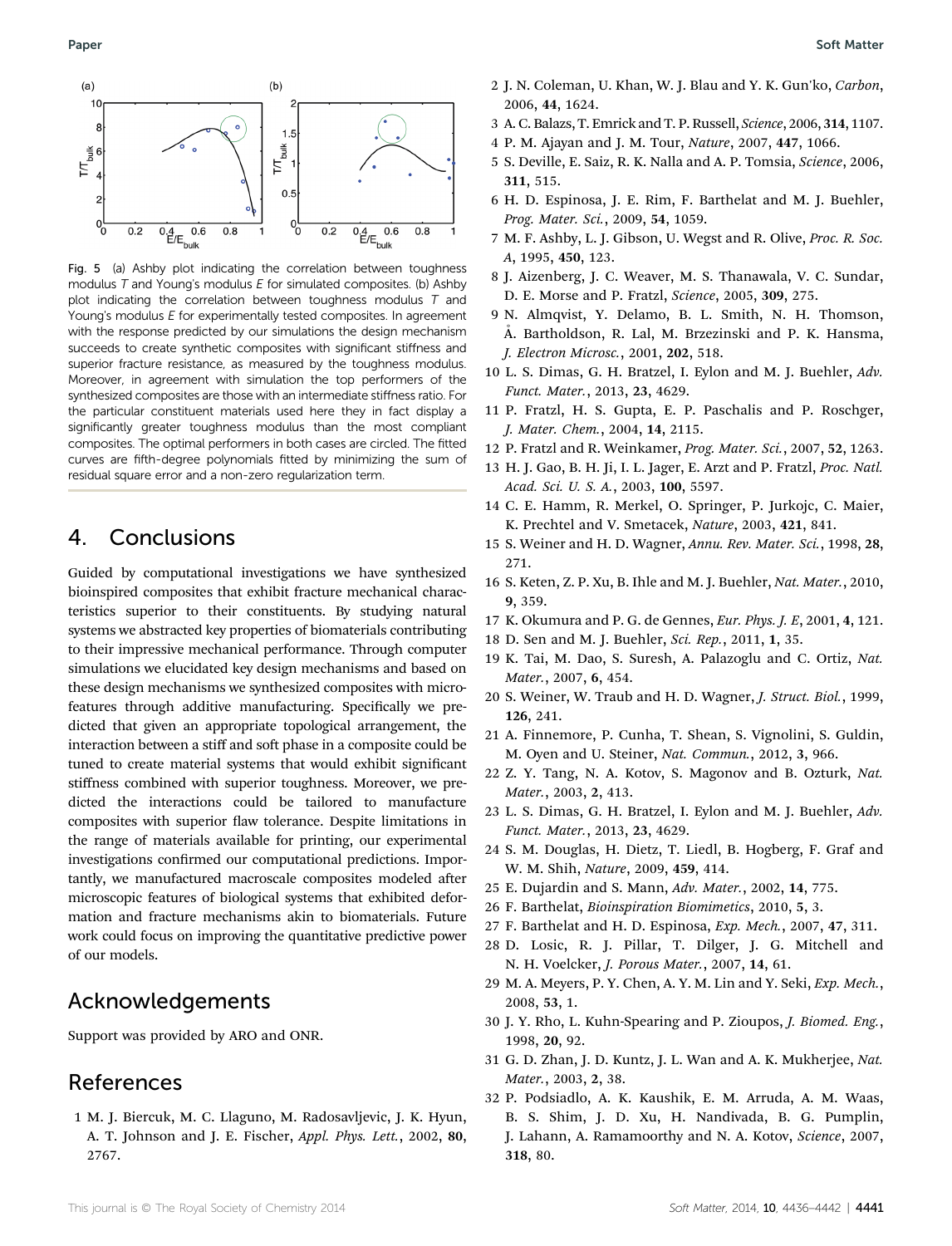Fig. 5 (a) Ashby plot indicating the correlation between toughness modulus $T$ and Young's modulus $E$ for simulated composites. (b) Ashby plot indicating the correlation between toughness modulus $T$ and Young's modulus $E$ for experimentally tested composites. In agreement with the response predicted by our simulations the design mechanism succeeds to create synthetic composites with significant stiffness and superior fracture resistance, as measured by the toughness modulus. Moreover, in agreement with simulation the top performers of the synthesized composites are those with an intermediate stiffness ratio. For the particular constituent materials used here they in fact display a significantly greater toughness modulus than the most compliant composites. The optimal performers in both cases are circled. The fitted curves are fifth-degree polynomials fitted by minimizing the sum of residual square error and a non-zero regularization term.

## 4. Conclusions

Guided by computational investigations we have synthesized bioinspired composites that exhibit fracture mechanical characteristics superior to their constituents. By studying natural systems we abstracted key properties of biomaterials contributing to their impressive mechanical performance. Through computer simulations we elucidated key design mechanisms and based on these design mechanisms we synthesized composites with microfeatures through additive manufacturing. Specifically we predicted that given an appropriate topological arrangement, the interaction between a stiff and soft phase in a composite could be tuned to create material systems that would exhibit significant stiffness combined with superior toughness. Moreover, we predicted the interactions could be tailored to manufacture composites with superior flaw tolerance. Despite limitations in the range of materials available for printing, our experimental investigations confirmed our computational predictions. Importantly, we manufactured macroscale composites modeled after microscopic features of biological systems that exhibited deformation and fracture mechanisms akin to biomaterials. Future work could focus on improving the quantitative predictive power of our models.

## Acknowledgements

Support was provided by ARO and ONR.

## References

1 M. J. Biercuk, M. C. Llaguno, M. Radosavljevic, J. K. Hyun, A. T. Johnson and J. E. Fischer, *Appl. Phys. Lett.*, 2002, **80**, 2767.

2 J. N. Coleman, U. Khan, W. J. Blau and Y. K. Gun'ko, *Carbon*, 2006, **44**, 1624.

3 A. C. Balazs, T. Emrick and T. P. Russell, *Science*, 2006, **314**, 1107.

4 P. M. Ajayan and J. M. Tour, *Nature*, 2007, **447**, 1066.

5 S. Deville, E. Saiz, R. K. Nalla and A. P. Tomsia, *Science*, 2006, **311**, 515.

6 H. D. Espinosa, J. E. Rim, F. Barthelat and M. J. Buehler, *Prog. Mater. Sci.*, 2009, **54**, 1059.

7 M. F. Ashby, L. J. Gibson, U. Wegst and R. Olive, *Proc. R. Soc. A*, 1995, **450**, 123.

8 J. Aizenberg, J. C. Weaver, M. S. Thanawala, V. C. Sundar, D. E. Morse and P. Fratzl, *Science*, 2005, **309**, 275.

9 N. Almqvist, Y. Delamo, B. L. Smith, N. H. Thomson, Å. Bartholdson, R. Lal, M. Brzezinski and P. K. Hansma, *J. Electron Microsc.*, 2001, **202**, 518.

10 L. S. Dimas, G. H. Bratzel, I. Eylon and M. J. Buehler, *Adv. Funct. Mater.*, 2013, **23**, 4629.

11 P. Fratzl, H. S. Gupta, E. P. Paschalis and P. Roschger, *J. Mater. Chem.*, 2004, **14**, 2115.

12 P. Fratzl and R. Weinkamer, *Prog. Mater. Sci.*, 2007, **52**, 1263.

13 H. J. Gao, B. H. Ji, I. L. Jager, E. Arzt and P. Fratzl, *Proc. Natl. Acad. Sci. U. S. A.*, 2003, **100**, 5597.

14 C. E. Hamm, R. Merkel, O. Springer, P. Jurkojc, C. Maier, K. Prechtel and V. Smetacek, *Nature*, 2003, **421**, 841.

15 S. Weiner and H. D. Wagner, *Annu. Rev. Mater. Sci.*, 1998, **28**, 271.

16 S. Keten, Z. P. Xu, B. Ihle and M. J. Buehler, *Nat. Mater.*, 2010, **9**, 359.

17 K. Okumura and P. G. de Gennes, *Eur. Phys. J. E*, 2001, **4**, 121.

18 D. Sen and M. J. Buehler, *Sci. Rep.*, 2011, **1**, 35.

19 K. Tai, M. Dao, S. Suresh, A. Palazoglu and C. Ortiz, *Nat. Mater.*, 2007, **6**, 454.

20 S. Weiner, W. Traub and H. D. Wagner, *J. Struct. Biol.*, 1999, **126**, 241.

21 A. Finnemore, P. Cunha, T. Shean, S. Vignolini, S. Guldin, M. Oyen and U. Steiner, *Nat. Commun.*, 2012, **3**, 966.

22 Z. Y. Tang, N. A. Kotov, S. Magonov and B. Ozturk, *Nat. Mater.*, 2003, **2**, 413.

23 L. S. Dimas, G. H. Bratzel, I. Eylon and M. J. Buehler, *Adv. Funct. Mater.*, 2013, **23**, 4629.

24 S. M. Douglas, H. Dietz, T. Liedl, B. Hogberg, F. Graf and W. M. Shih, *Nature*, 2009, **459**, 414.

25 E. Dujardin and S. Mann, *Adv. Mater.*, 2002, **14**, 775.

26 F. Barthelat, *Bioinspiration Biomimetics*, 2010, **5**, 3.

27 F. Barthelat and H. D. Espinosa, *Exp. Mech.*, 2007, **47**, 311.

28 D. Losic, R. J. Pillar, T. Dilger, J. G. Mitchell and N. H. Voelcker, *J. Porous Mater.*, 2007, **14**, 61.

29 M. A. Meyers, P. Y. Chen, A. Y. M. Lin and Y. Seki, *Exp. Mech.*, 2008, **53**, 1.

30 J. Y. Rho, L. Kuhn-Spearing and P. Zioupos, *J. Biomed. Eng.*, 1998, **20**, 92.

31 G. D. Zhan, J. D. Kuntz, J. L. Wan and A. K. Mukherjee, *Nat. Mater.*, 2003, **2**, 38.

32 P. Podsiadlo, A. K. Kaushik, E. M. Arruda, A. M. Waas, B. S. Shim, J. D. Xu, H. Nandivada, B. G. Pumplin, J. Lahann, A. Ramamoorthy and N. A. Kotov, *Science*, 2007, **318**, 80.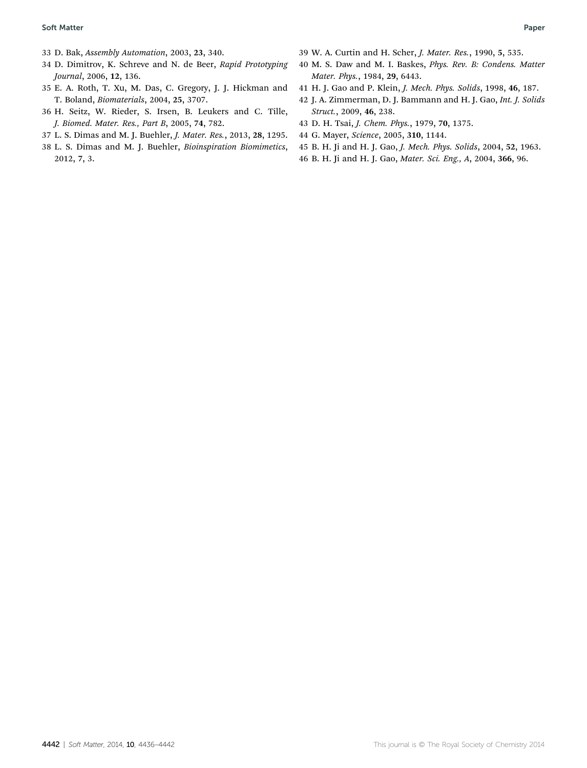33 D. Bak, *Assembly Automation*, 2003, **23**, 340.

34 D. Dimitrov, K. Schreve and N. de Beer, *Rapid Prototyping Journal*, 2006, **12**, 136.

35 E. A. Roth, T. Xu, M. Das, C. Gregory, J. J. Hickman and T. Boland, *Biomaterials*, 2004, **25**, 3707.

36 H. Seitz, W. Rieder, S. Irsen, B. Leukers and C. Tille, *J. Biomed. Mater. Res., Part B*, 2005, **74**, 782.

37 L. S. Dimas and M. J. Buehler, *J. Mater. Res.*, 2013, **28**, 1295.

38 L. S. Dimas and M. J. Buehler, *Bioinspiration Biomimetics*, 2012, **7**, 3.

39 W. A. Curtin and H. Scher, *J. Mater. Res.*, 1990, **5**, 535.

40 M. S. Daw and M. I. Baskes, *Phys. Rev. B: Condens. Matter Mater. Phys.*, 1984, **29**, 6443.

41 H. J. Gao and P. Klein, *J. Mech. Phys. Solids*, 1998, **46**, 187.

42 J. A. Zimmerman, D. J. Bammann and H. J. Gao, *Int. J. Solids Struct.*, 2009, **46**, 238.

43 D. H. Tsai, *J. Chem. Phys.*, 1979, **70**, 1375.

44 G. Mayer, *Science*, 2005, **310**, 1144.

45 B. H. Ji and H. J. Gao, *J. Mech. Phys. Solids*, 2004, **52**, 1963.

46 B. H. Ji and H. J. Gao, *Mater. Sci. Eng., A*, 2004, **366**, 96.